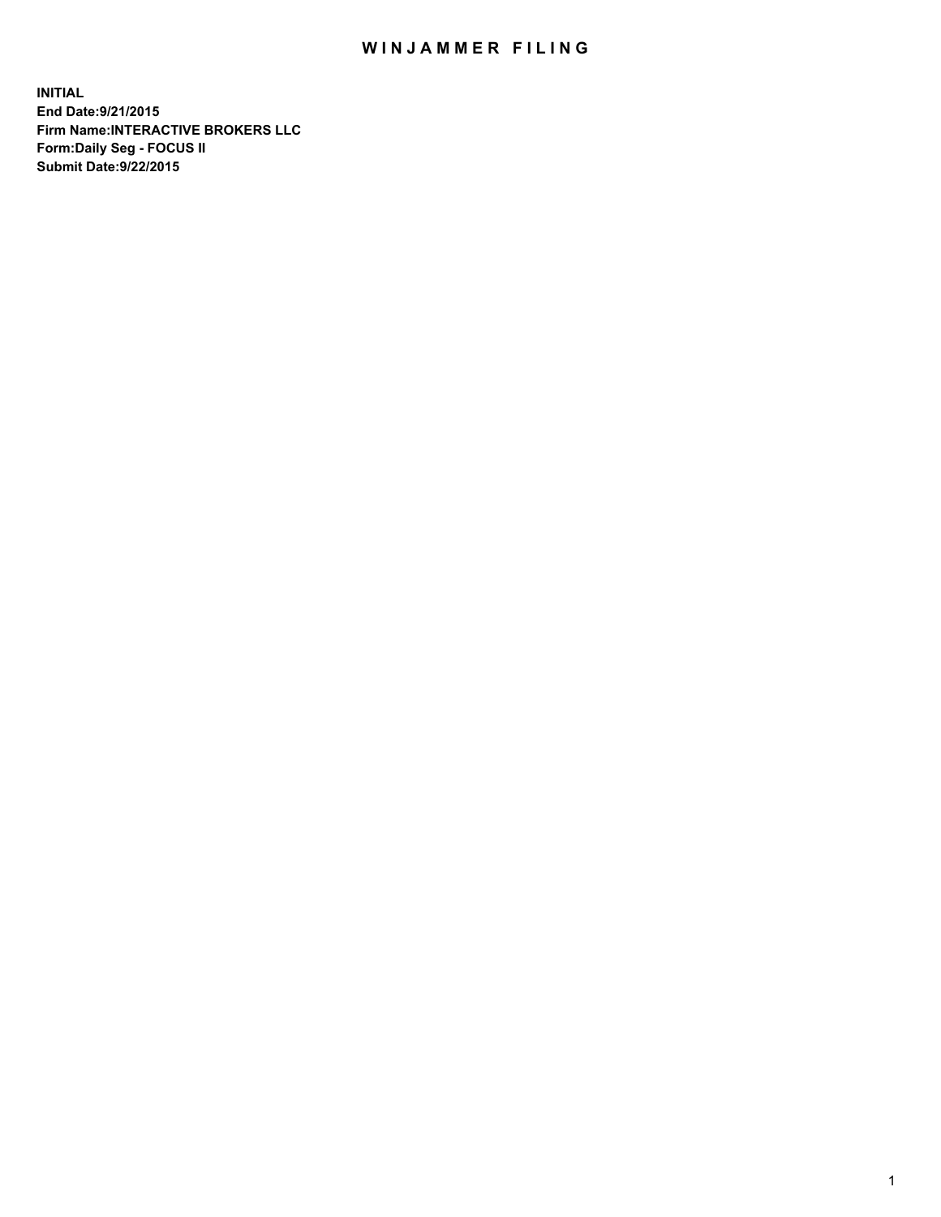# WINJAMMER FILING

**INITIAL**
**End Date:9/21/2015**
**Firm Name:INTERACTIVE BROKERS LLC**
**Form:Daily Seg - FOCUS II**
**Submit Date:9/22/2015**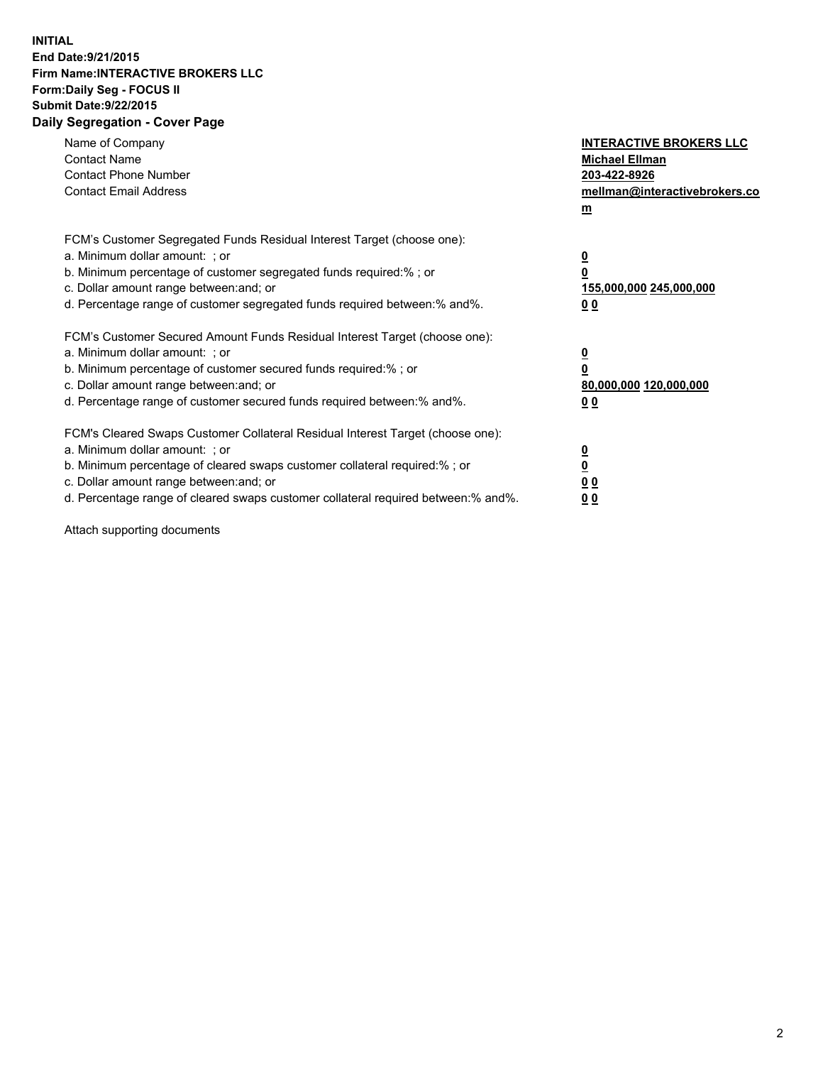**INITIAL**
**End Date:9/21/2015**
**Firm Name:INTERACTIVE BROKERS LLC**
**Form:Daily Seg - FOCUS II**
**Submit Date:9/22/2015**

## Daily Segregation - Cover Page

| | |
|---|---|
| Name of Company | **INTERACTIVE BROKERS LLC** |
| Contact Name | **Michael Ellman** |
| Contact Phone Number | **203-422-8926** |
| Contact Email Address | **mellman@interactivebrokers.com** |

FCM's Customer Segregated Funds Residual Interest Target (choose one):

| | |
|---|---|
| a. Minimum dollar amount: ; or | **0** |
| b. Minimum percentage of customer segregated funds required:% ; or | **0** |
| c. Dollar amount range between:and; or | **155,000,000 245,000,000** |
| d. Percentage range of customer segregated funds required between:% and%. | **0 0** |

FCM's Customer Secured Amount Funds Residual Interest Target (choose one):

| | |
|---|---|
| a. Minimum dollar amount: ; or | **0** |
| b. Minimum percentage of customer secured funds required:% ; or | **0** |
| c. Dollar amount range between:and; or | **80,000,000 120,000,000** |
| d. Percentage range of customer secured funds required between:% and%. | **0 0** |

FCM's Cleared Swaps Customer Collateral Residual Interest Target (choose one):

| | |
|---|---|
| a. Minimum dollar amount: ; or | **0** |
| b. Minimum percentage of cleared swaps customer collateral required:% ; or | **0** |
| c. Dollar amount range between:and; or | **0 0** |
| d. Percentage range of cleared swaps customer collateral required between:% and%. | **0 0** |

Attach supporting documents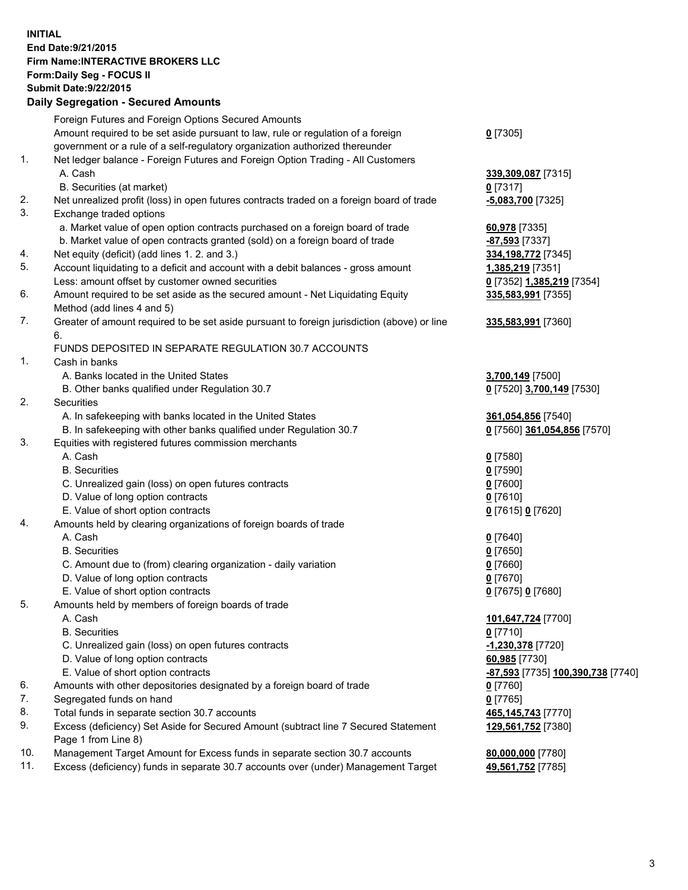**INITIAL**
**End Date:9/21/2015**
**Firm Name:INTERACTIVE BROKERS LLC**
**Form:Daily Seg - FOCUS II**
**Submit Date:9/22/2015**

## Daily Segregation - Secured Amounts

| | | |
|---|---|---|
| | Foreign Futures and Foreign Options Secured Amounts | |
| | Amount required to be set aside pursuant to law, rule or regulation of a foreign government or a rule of a self-regulatory organization authorized thereunder | **0** [7305] |
| 1. | Net ledger balance - Foreign Futures and Foreign Option Trading - All Customers | |
| | A. Cash | **339,309,087** [7315] |
| | B. Securities (at market) | **0** [7317] |
| 2. | Net unrealized profit (loss) in open futures contracts traded on a foreign board of trade | **-5,083,700** [7325] |
| 3. | Exchange traded options | |
| | a. Market value of open option contracts purchased on a foreign board of trade | **60,978** [7335] |
| | b. Market value of open contracts granted (sold) on a foreign board of trade | **-87,593** [7337] |
| 4. | Net equity (deficit) (add lines 1. 2. and 3.) | **334,198,772** [7345] |
| 5. | Account liquidating to a deficit and account with a debit balances - gross amount | **1,385,219** [7351] |
| | Less: amount offset by customer owned securities | **0** [7352] **1,385,219** [7354] |
| 6. | Amount required to be set aside as the secured amount - Net Liquidating Equity Method (add lines 4 and 5) | **335,583,991** [7355] |
| 7. | Greater of amount required to be set aside pursuant to foreign jurisdiction (above) or line 6. | **335,583,991** [7360] |
| | FUNDS DEPOSITED IN SEPARATE REGULATION 30.7 ACCOUNTS | |
| 1. | Cash in banks | |
| | A. Banks located in the United States | **3,700,149** [7500] |
| | B. Other banks qualified under Regulation 30.7 | **0** [7520] **3,700,149** [7530] |
| 2. | Securities | |
| | A. In safekeeping with banks located in the United States | **361,054,856** [7540] |
| | B. In safekeeping with other banks qualified under Regulation 30.7 | **0** [7560] **361,054,856** [7570] |
| 3. | Equities with registered futures commission merchants | |
| | A. Cash | **0** [7580] |
| | B. Securities | **0** [7590] |
| | C. Unrealized gain (loss) on open futures contracts | **0** [7600] |
| | D. Value of long option contracts | **0** [7610] |
| | E. Value of short option contracts | **0** [7615] **0** [7620] |
| 4. | Amounts held by clearing organizations of foreign boards of trade | |
| | A. Cash | **0** [7640] |
| | B. Securities | **0** [7650] |
| | C. Amount due to (from) clearing organization - daily variation | **0** [7660] |
| | D. Value of long option contracts | **0** [7670] |
| | E. Value of short option contracts | **0** [7675] **0** [7680] |
| 5. | Amounts held by members of foreign boards of trade | |
| | A. Cash | **101,647,724** [7700] |
| | B. Securities | **0** [7710] |
| | C. Unrealized gain (loss) on open futures contracts | **-1,230,378** [7720] |
| | D. Value of long option contracts | **60,985** [7730] |
| | E. Value of short option contracts | **-87,593** [7735] **100,390,738** [7740] |
| 6. | Amounts with other depositories designated by a foreign board of trade | **0** [7760] |
| 7. | Segregated funds on hand | **0** [7765] |
| 8. | Total funds in separate section 30.7 accounts | **465,145,743** [7770] |
| 9. | Excess (deficiency) Set Aside for Secured Amount (subtract line 7 Secured Statement Page 1 from Line 8) | **129,561,752** [7380] |
| 10. | Management Target Amount for Excess funds in separate section 30.7 accounts | **80,000,000** [7780] |
| 11. | Excess (deficiency) funds in separate 30.7 accounts over (under) Management Target | **49,561,752** [7785] |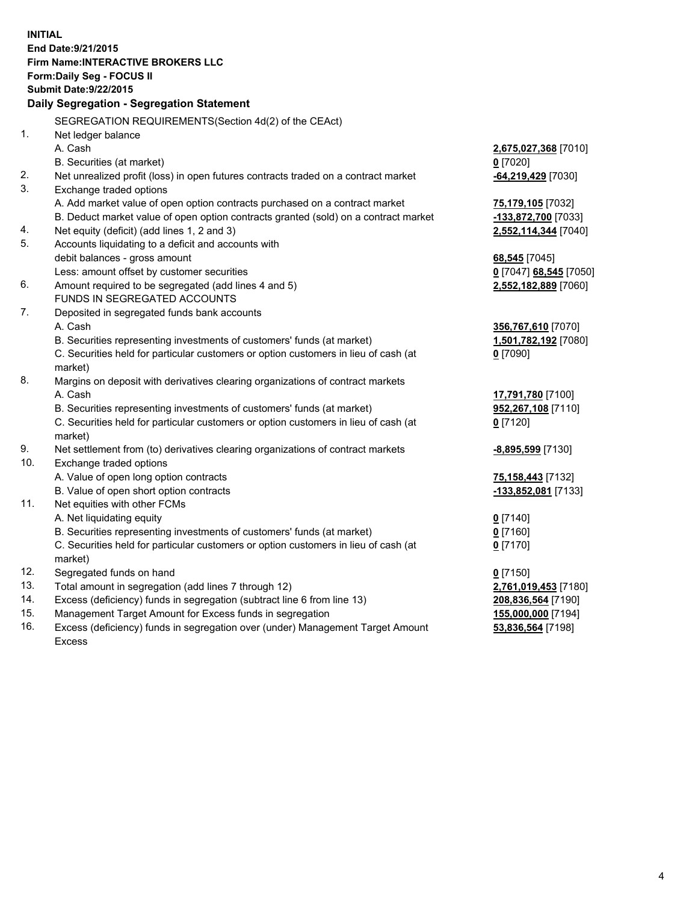**INITIAL**
**End Date:9/21/2015**
**Firm Name:INTERACTIVE BROKERS LLC**
**Form:Daily Seg - FOCUS II**
**Submit Date:9/22/2015**
**Daily Segregation - Segregation Statement**

| | | |
|---|---|---|
| | SEGREGATION REQUIREMENTS(Section 4d(2) of the CEAct) | |
| 1. | Net ledger balance | |
| | A. Cash | **2,675,027,368** [7010] |
| | B. Securities (at market) | **0** [7020] |
| 2. | Net unrealized profit (loss) in open futures contracts traded on a contract market | **-64,219,429** [7030] |
| 3. | Exchange traded options | |
| | A. Add market value of open option contracts purchased on a contract market | **75,179,105** [7032] |
| | B. Deduct market value of open option contracts granted (sold) on a contract market | **-133,872,700** [7033] |
| 4. | Net equity (deficit) (add lines 1, 2 and 3) | **2,552,114,344** [7040] |
| 5. | Accounts liquidating to a deficit and accounts with debit balances - gross amount | **68,545** [7045] |
| | Less: amount offset by customer securities | **0** [7047] **68,545** [7050] |
| 6. | Amount required to be segregated (add lines 4 and 5) | **2,552,182,889** [7060] |
| | FUNDS IN SEGREGATED ACCOUNTS | |
| 7. | Deposited in segregated funds bank accounts | |
| | A. Cash | **356,767,610** [7070] |
| | B. Securities representing investments of customers' funds (at market) | **1,501,782,192** [7080] |
| | C. Securities held for particular customers or option customers in lieu of cash (at market) | **0** [7090] |
| 8. | Margins on deposit with derivatives clearing organizations of contract markets | |
| | A. Cash | **17,791,780** [7100] |
| | B. Securities representing investments of customers' funds (at market) | **952,267,108** [7110] |
| | C. Securities held for particular customers or option customers in lieu of cash (at market) | **0** [7120] |
| 9. | Net settlement from (to) derivatives clearing organizations of contract markets | **-8,895,599** [7130] |
| 10. | Exchange traded options | |
| | A. Value of open long option contracts | **75,158,443** [7132] |
| | B. Value of open short option contracts | **-133,852,081** [7133] |
| 11. | Net equities with other FCMs | |
| | A. Net liquidating equity | **0** [7140] |
| | B. Securities representing investments of customers' funds (at market) | **0** [7160] |
| | C. Securities held for particular customers or option customers in lieu of cash (at market) | **0** [7170] |
| 12. | Segregated funds on hand | **0** [7150] |
| 13. | Total amount in segregation (add lines 7 through 12) | **2,761,019,453** [7180] |
| 14. | Excess (deficiency) funds in segregation (subtract line 6 from line 13) | **208,836,564** [7190] |
| 15. | Management Target Amount for Excess funds in segregation | **155,000,000** [7194] |
| 16. | Excess (deficiency) funds in segregation over (under) Management Target Amount Excess | **53,836,564** [7198] |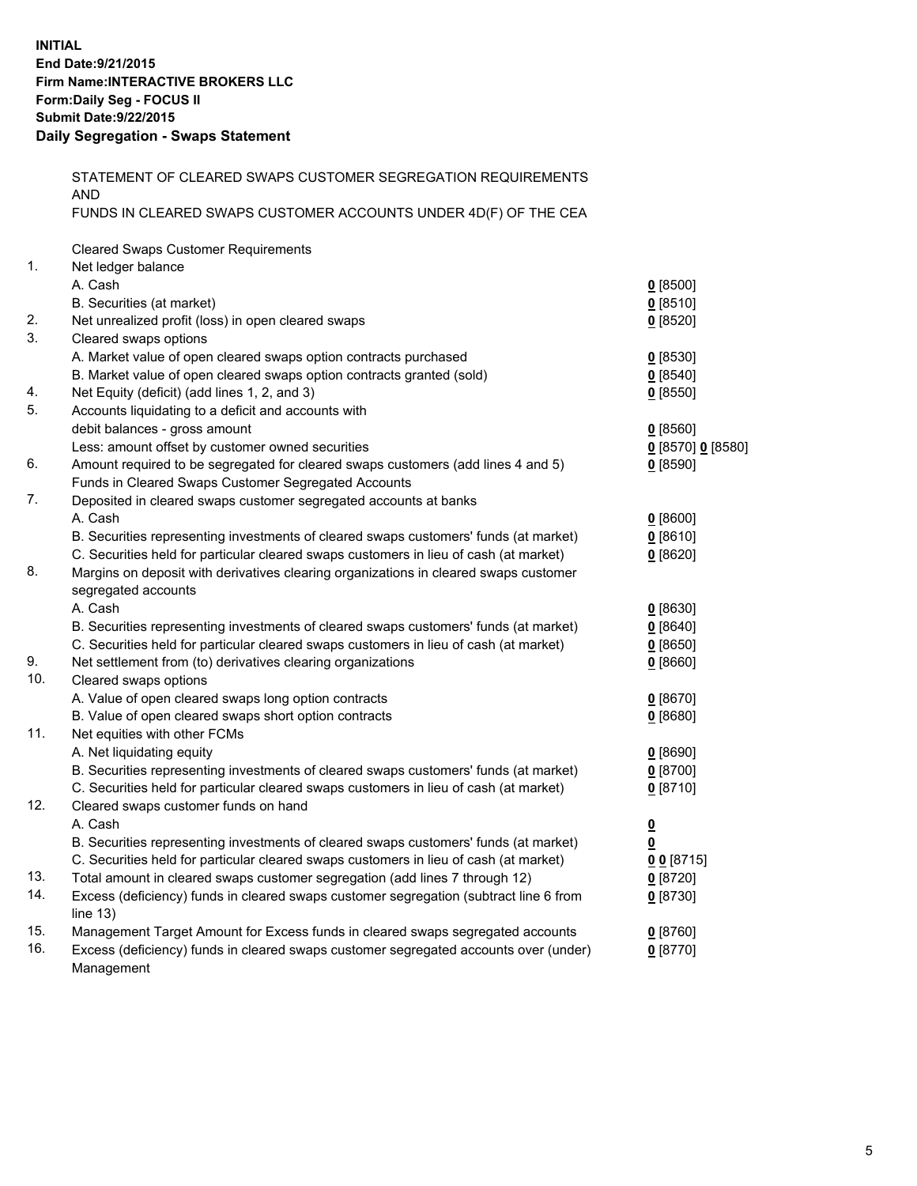**INITIAL**
**End Date:9/21/2015**
**Firm Name:INTERACTIVE BROKERS LLC**
**Form:Daily Seg - FOCUS II**
**Submit Date:9/22/2015**
**Daily Segregation - Swaps Statement**

STATEMENT OF CLEARED SWAPS CUSTOMER SEGREGATION REQUIREMENTS
AND
FUNDS IN CLEARED SWAPS CUSTOMER ACCOUNTS UNDER 4D(F) OF THE CEA

| | | |
|---|---|---|
| | Cleared Swaps Customer Requirements | |
| 1. | Net ledger balance | |
| | A. Cash | 0 [8500] |
| | B. Securities (at market) | 0 [8510] |
| 2. | Net unrealized profit (loss) in open cleared swaps | 0 [8520] |
| 3. | Cleared swaps options | |
| | A. Market value of open cleared swaps option contracts purchased | 0 [8530] |
| | B. Market value of open cleared swaps option contracts granted (sold) | 0 [8540] |
| 4. | Net Equity (deficit) (add lines 1, 2, and 3) | 0 [8550] |
| 5. | Accounts liquidating to a deficit and accounts with | |
| | debit balances - gross amount | 0 [8560] |
| | Less: amount offset by customer owned securities | 0 [8570] 0 [8580] |
| 6. | Amount required to be segregated for cleared swaps customers (add lines 4 and 5) | 0 [8590] |
| | Funds in Cleared Swaps Customer Segregated Accounts | |
| 7. | Deposited in cleared swaps customer segregated accounts at banks | |
| | A. Cash | 0 [8600] |
| | B. Securities representing investments of cleared swaps customers' funds (at market) | 0 [8610] |
| | C. Securities held for particular cleared swaps customers in lieu of cash (at market) | 0 [8620] |
| 8. | Margins on deposit with derivatives clearing organizations in cleared swaps customer segregated accounts | |
| | A. Cash | 0 [8630] |
| | B. Securities representing investments of cleared swaps customers' funds (at market) | 0 [8640] |
| | C. Securities held for particular cleared swaps customers in lieu of cash (at market) | 0 [8650] |
| 9. | Net settlement from (to) derivatives clearing organizations | 0 [8660] |
| 10. | Cleared swaps options | |
| | A. Value of open cleared swaps long option contracts | 0 [8670] |
| | B. Value of open cleared swaps short option contracts | 0 [8680] |
| 11. | Net equities with other FCMs | |
| | A. Net liquidating equity | 0 [8690] |
| | B. Securities representing investments of cleared swaps customers' funds (at market) | 0 [8700] |
| | C. Securities held for particular cleared swaps customers in lieu of cash (at market) | 0 [8710] |
| 12. | Cleared swaps customer funds on hand | |
| | A. Cash | 0 |
| | B. Securities representing investments of cleared swaps customers' funds (at market) | 0 |
| | C. Securities held for particular cleared swaps customers in lieu of cash (at market) | 0 0 [8715] |
| 13. | Total amount in cleared swaps customer segregation (add lines 7 through 12) | 0 [8720] |
| 14. | Excess (deficiency) funds in cleared swaps customer segregation (subtract line 6 from line 13) | 0 [8730] |
| 15. | Management Target Amount for Excess funds in cleared swaps segregated accounts | 0 [8760] |
| 16. | Excess (deficiency) funds in cleared swaps customer segregated accounts over (under) Management | 0 [8770] |